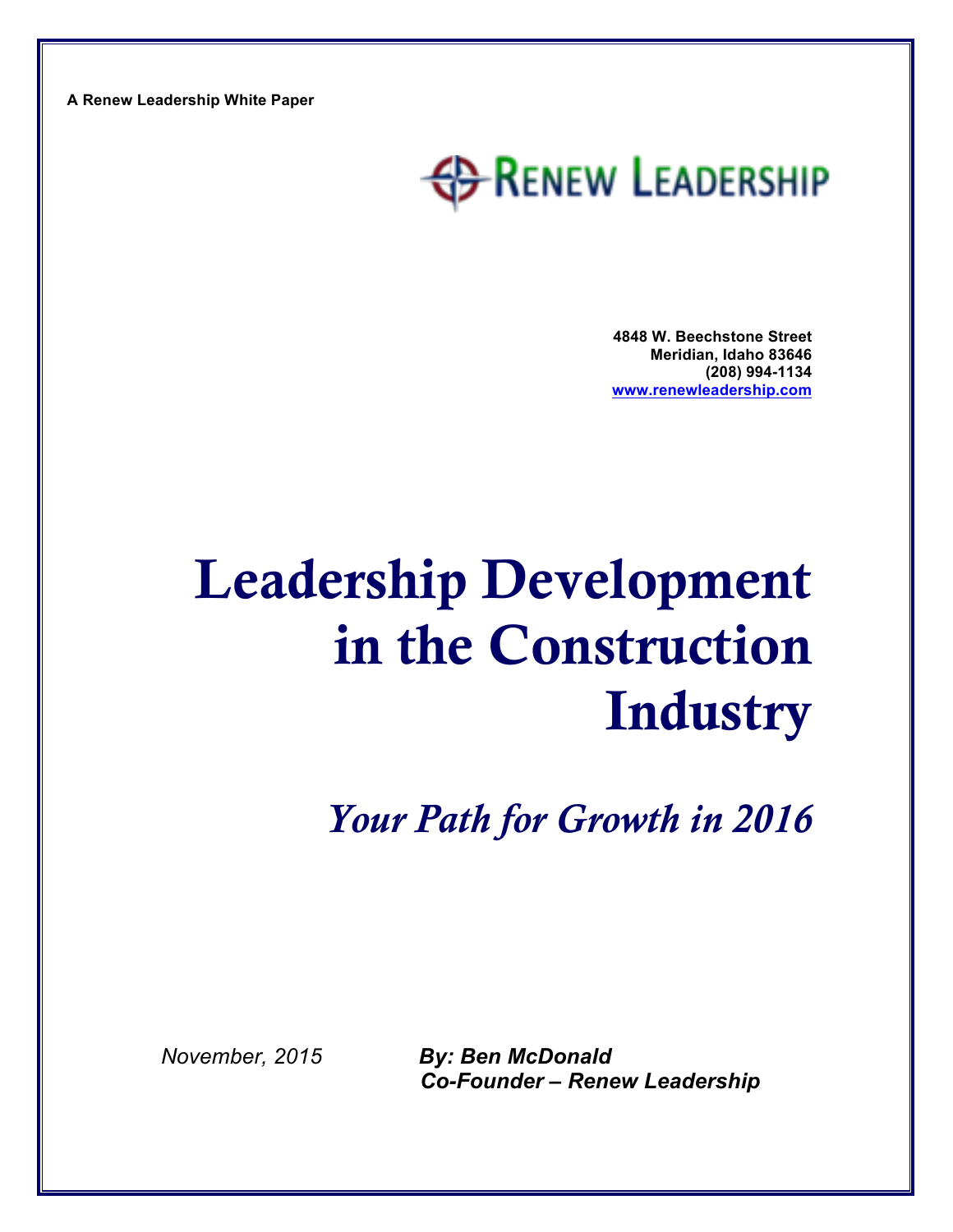A Renew Leadership White Paper

RENEW LEADERSHIP

**4848 W. Beechstone Street**
**Meridian, Idaho 83646**
**(208) 994-1134**
**www.renewleadership.com**

# Leadership Development in the Construction Industry

## *Your Path for Growth in 2016*

*November, 2015*

***By: Ben McDonald***
***Co-Founder – Renew Leadership***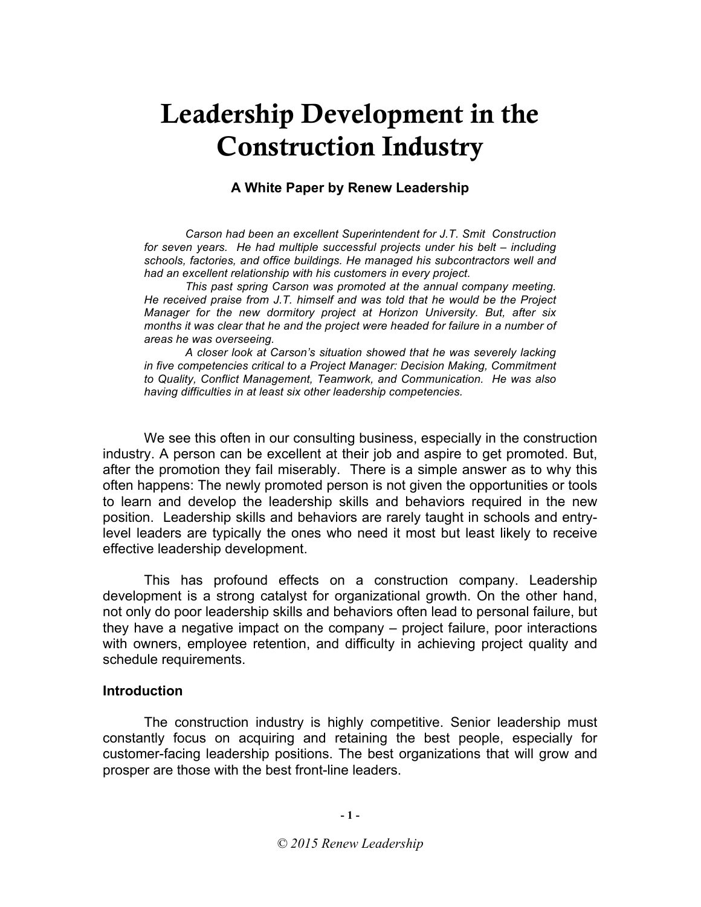# Leadership Development in the Construction Industry

**A White Paper by Renew Leadership**

*Carson had been an excellent Superintendent for J.T. Smit Construction for seven years. He had multiple successful projects under his belt – including schools, factories, and office buildings. He managed his subcontractors well and had an excellent relationship with his customers in every project.*

*This past spring Carson was promoted at the annual company meeting. He received praise from J.T. himself and was told that he would be the Project Manager for the new dormitory project at Horizon University. But, after six months it was clear that he and the project were headed for failure in a number of areas he was overseeing.*

*A closer look at Carson's situation showed that he was severely lacking in five competencies critical to a Project Manager: Decision Making, Commitment to Quality, Conflict Management, Teamwork, and Communication. He was also having difficulties in at least six other leadership competencies.*

We see this often in our consulting business, especially in the construction industry. A person can be excellent at their job and aspire to get promoted. But, after the promotion they fail miserably. There is a simple answer as to why this often happens: The newly promoted person is not given the opportunities or tools to learn and develop the leadership skills and behaviors required in the new position. Leadership skills and behaviors are rarely taught in schools and entry-level leaders are typically the ones who need it most but least likely to receive effective leadership development.

This has profound effects on a construction company. Leadership development is a strong catalyst for organizational growth. On the other hand, not only do poor leadership skills and behaviors often lead to personal failure, but they have a negative impact on the company – project failure, poor interactions with owners, employee retention, and difficulty in achieving project quality and schedule requirements.

**Introduction**

The construction industry is highly competitive. Senior leadership must constantly focus on acquiring and retaining the best people, especially for customer-facing leadership positions. The best organizations that will grow and prosper are those with the best front-line leaders.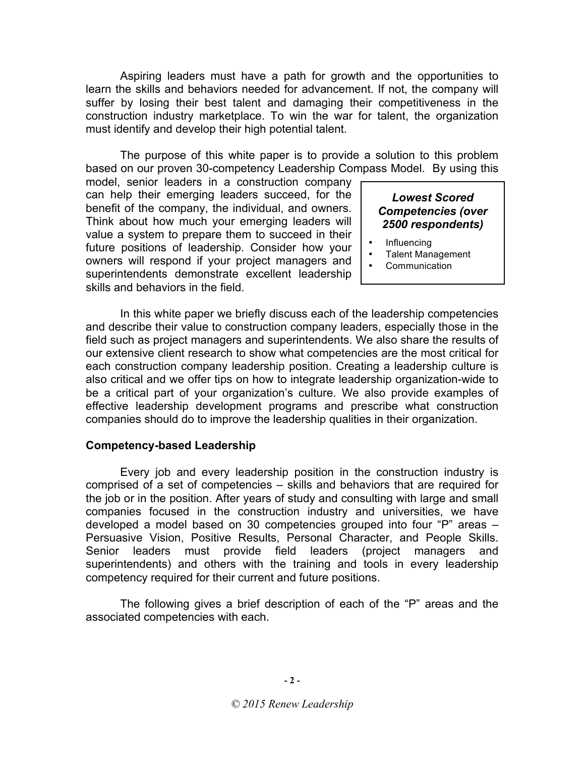Aspiring leaders must have a path for growth and the opportunities to learn the skills and behaviors needed for advancement. If not, the company will suffer by losing their best talent and damaging their competitiveness in the construction industry marketplace. To win the war for talent, the organization must identify and develop their high potential talent.

The purpose of this white paper is to provide a solution to this problem based on our proven 30-competency Leadership Compass Model. By using this model, senior leaders in a construction company can help their emerging leaders succeed, for the benefit of the company, the individual, and owners. Think about how much your emerging leaders will value a system to prepare them to succeed in their future positions of leadership. Consider how your owners will respond if your project managers and superintendents demonstrate excellent leadership skills and behaviors in the field.

> ***Lowest Scored Competencies (over 2500 respondents)***
>
> - Influencing
> - Talent Management
> - Communication

In this white paper we briefly discuss each of the leadership competencies and describe their value to construction company leaders, especially those in the field such as project managers and superintendents. We also share the results of our extensive client research to show what competencies are the most critical for each construction company leadership position. Creating a leadership culture is also critical and we offer tips on how to integrate leadership organization-wide to be a critical part of your organization's culture. We also provide examples of effective leadership development programs and prescribe what construction companies should do to improve the leadership qualities in their organization.

**Competency-based Leadership**

Every job and every leadership position in the construction industry is comprised of a set of competencies – skills and behaviors that are required for the job or in the position. After years of study and consulting with large and small companies focused in the construction industry and universities, we have developed a model based on 30 competencies grouped into four "P" areas – Persuasive Vision, Positive Results, Personal Character, and People Skills. Senior leaders must provide field leaders (project managers and superintendents) and others with the training and tools in every leadership competency required for their current and future positions.

The following gives a brief description of each of the "P" areas and the associated competencies with each.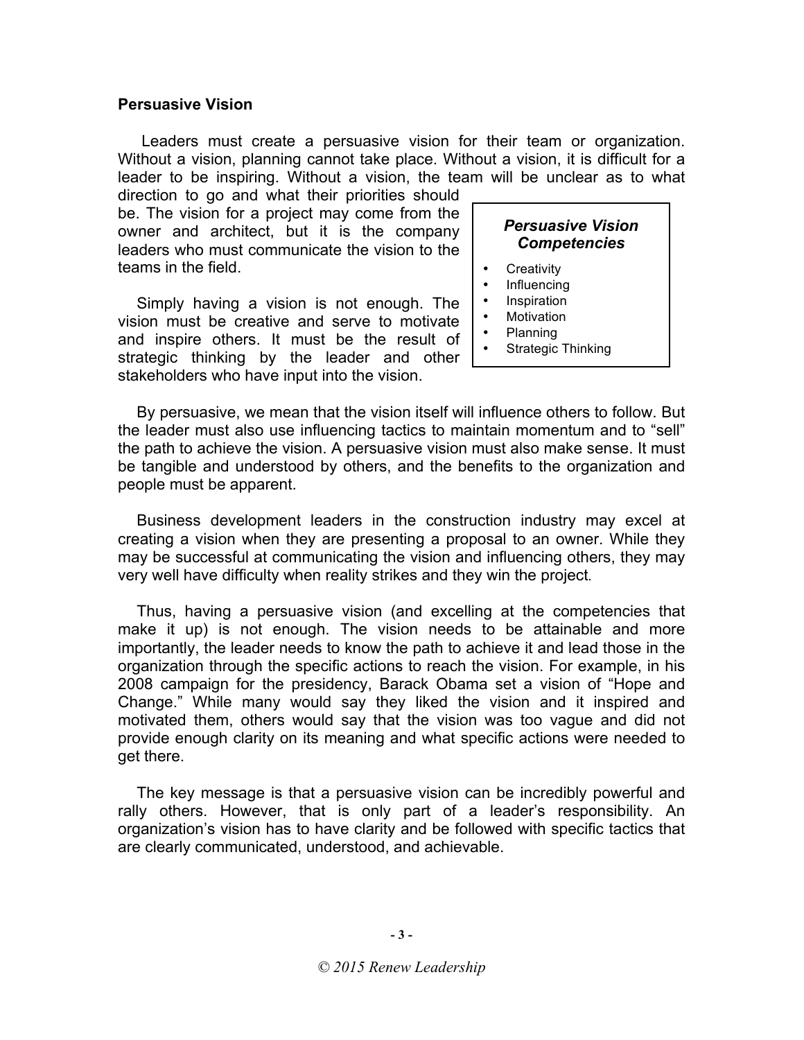## Persuasive Vision

Leaders must create a persuasive vision for their team or organization. Without a vision, planning cannot take place. Without a vision, it is difficult for a leader to be inspiring. Without a vision, the team will be unclear as to what direction to go and what their priorities should be. The vision for a project may come from the owner and architect, but it is the company leaders who must communicate the vision to the teams in the field.

> ***Persuasive Vision Competencies***
>
> - Creativity
> - Influencing
> - Inspiration
> - Motivation
> - Planning
> - Strategic Thinking

Simply having a vision is not enough. The vision must be creative and serve to motivate and inspire others. It must be the result of strategic thinking by the leader and other stakeholders who have input into the vision.

By persuasive, we mean that the vision itself will influence others to follow. But the leader must also use influencing tactics to maintain momentum and to "sell" the path to achieve the vision. A persuasive vision must also make sense. It must be tangible and understood by others, and the benefits to the organization and people must be apparent.

Business development leaders in the construction industry may excel at creating a vision when they are presenting a proposal to an owner. While they may be successful at communicating the vision and influencing others, they may very well have difficulty when reality strikes and they win the project.

Thus, having a persuasive vision (and excelling at the competencies that make it up) is not enough. The vision needs to be attainable and more importantly, the leader needs to know the path to achieve it and lead those in the organization through the specific actions to reach the vision. For example, in his 2008 campaign for the presidency, Barack Obama set a vision of "Hope and Change." While many would say they liked the vision and it inspired and motivated them, others would say that the vision was too vague and did not provide enough clarity on its meaning and what specific actions were needed to get there.

The key message is that a persuasive vision can be incredibly powerful and rally others. However, that is only part of a leader's responsibility. An organization's vision has to have clarity and be followed with specific tactics that are clearly communicated, understood, and achievable.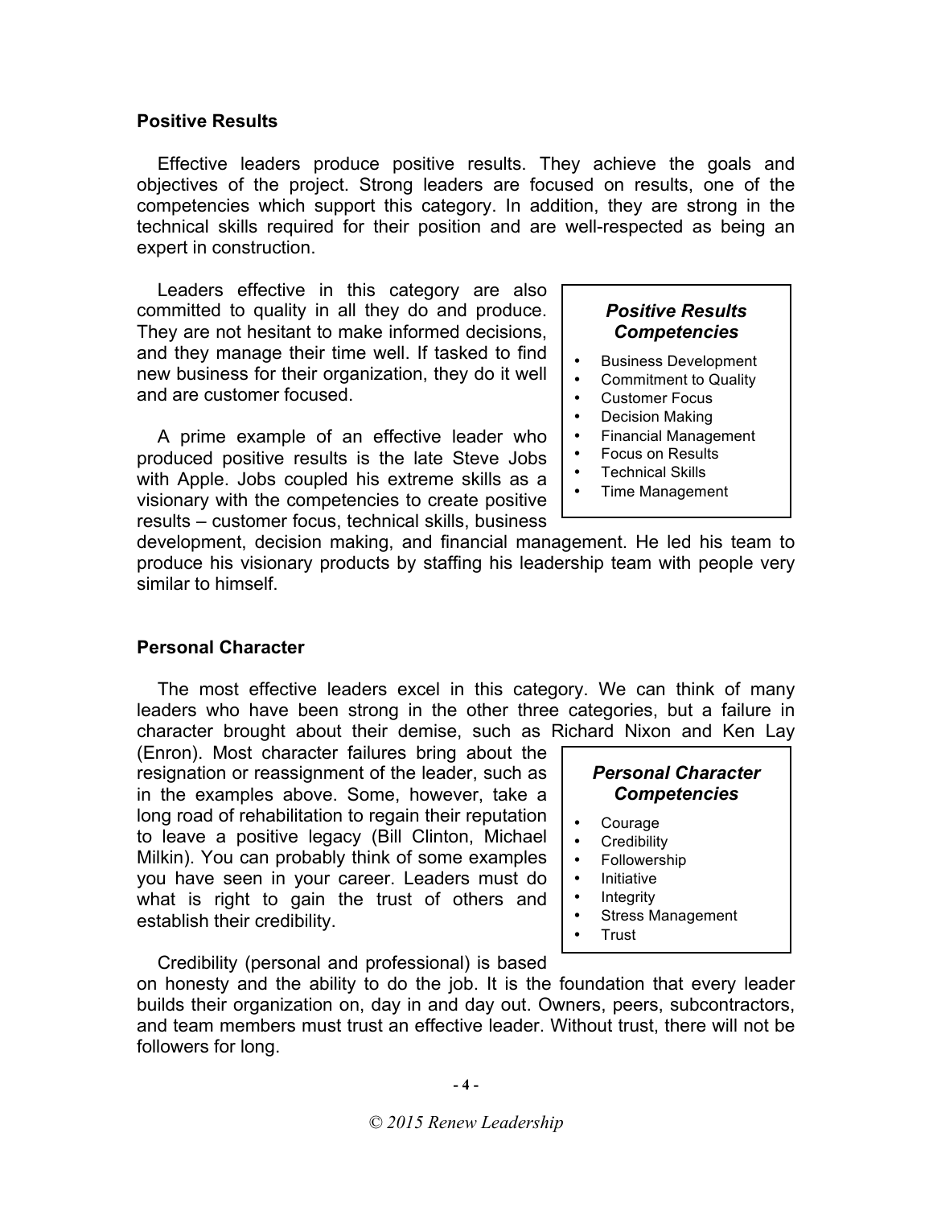## Positive Results

Effective leaders produce positive results. They achieve the goals and objectives of the project. Strong leaders are focused on results, one of the competencies which support this category. In addition, they are strong in the technical skills required for their position and are well-respected as being an expert in construction.

Leaders effective in this category are also committed to quality in all they do and produce. They are not hesitant to make informed decisions, and they manage their time well. If tasked to find new business for their organization, they do it well and are customer focused.

> ***Positive Results Competencies***
>
> - Business Development
> - Commitment to Quality
> - Customer Focus
> - Decision Making
> - Financial Management
> - Focus on Results
> - Technical Skills
> - Time Management

A prime example of an effective leader who produced positive results is the late Steve Jobs with Apple. Jobs coupled his extreme skills as a visionary with the competencies to create positive results – customer focus, technical skills, business development, decision making, and financial management. He led his team to produce his visionary products by staffing his leadership team with people very similar to himself.

## Personal Character

The most effective leaders excel in this category. We can think of many leaders who have been strong in the other three categories, but a failure in character brought about their demise, such as Richard Nixon and Ken Lay (Enron). Most character failures bring about the resignation or reassignment of the leader, such as in the examples above. Some, however, take a long road of rehabilitation to regain their reputation to leave a positive legacy (Bill Clinton, Michael Milkin). You can probably think of some examples you have seen in your career. Leaders must do what is right to gain the trust of others and establish their credibility.

> ***Personal Character Competencies***
>
> - Courage
> - Credibility
> - Followership
> - Initiative
> - Integrity
> - Stress Management
> - Trust

Credibility (personal and professional) is based on honesty and the ability to do the job. It is the foundation that every leader builds their organization on, day in and day out. Owners, peers, subcontractors, and team members must trust an effective leader. Without trust, there will not be followers for long.

*© 2015 Renew Leadership*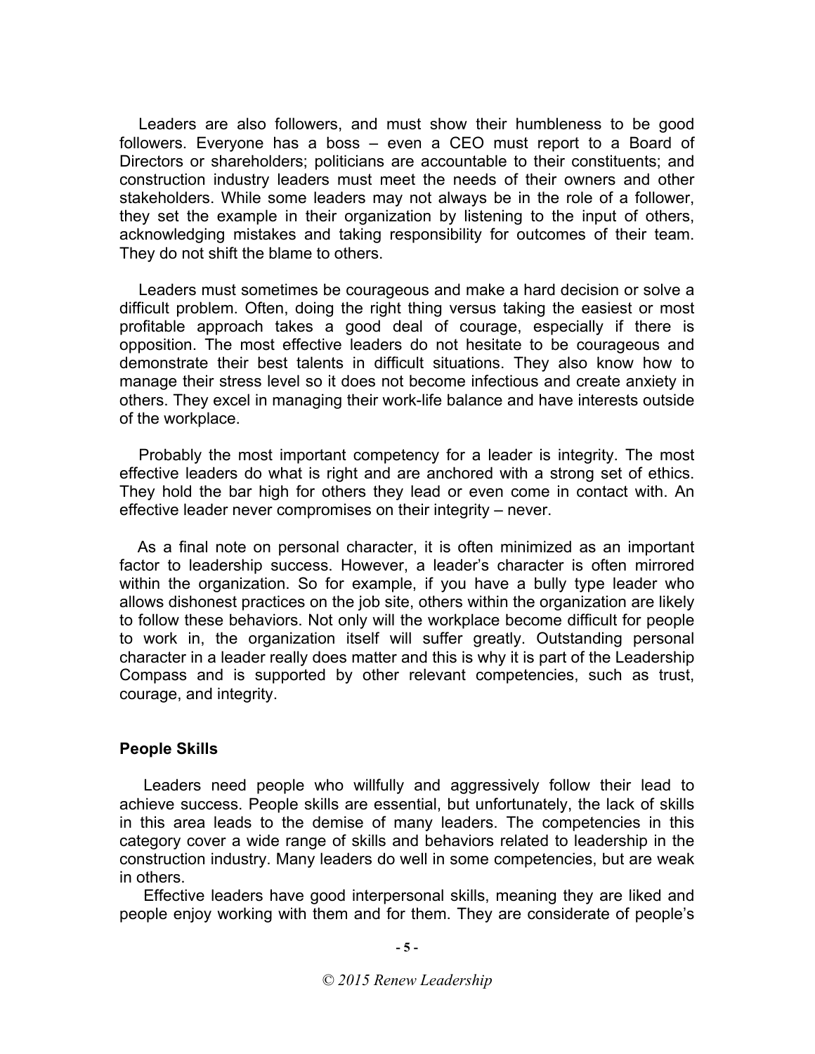Leaders are also followers, and must show their humbleness to be good followers. Everyone has a boss – even a CEO must report to a Board of Directors or shareholders; politicians are accountable to their constituents; and construction industry leaders must meet the needs of their owners and other stakeholders. While some leaders may not always be in the role of a follower, they set the example in their organization by listening to the input of others, acknowledging mistakes and taking responsibility for outcomes of their team. They do not shift the blame to others.

Leaders must sometimes be courageous and make a hard decision or solve a difficult problem. Often, doing the right thing versus taking the easiest or most profitable approach takes a good deal of courage, especially if there is opposition. The most effective leaders do not hesitate to be courageous and demonstrate their best talents in difficult situations. They also know how to manage their stress level so it does not become infectious and create anxiety in others. They excel in managing their work-life balance and have interests outside of the workplace.

Probably the most important competency for a leader is integrity. The most effective leaders do what is right and are anchored with a strong set of ethics. They hold the bar high for others they lead or even come in contact with. An effective leader never compromises on their integrity – never.

As a final note on personal character, it is often minimized as an important factor to leadership success. However, a leader's character is often mirrored within the organization. So for example, if you have a bully type leader who allows dishonest practices on the job site, others within the organization are likely to follow these behaviors. Not only will the workplace become difficult for people to work in, the organization itself will suffer greatly. Outstanding personal character in a leader really does matter and this is why it is part of the Leadership Compass and is supported by other relevant competencies, such as trust, courage, and integrity.

**People Skills**

Leaders need people who willfully and aggressively follow their lead to achieve success. People skills are essential, but unfortunately, the lack of skills in this area leads to the demise of many leaders. The competencies in this category cover a wide range of skills and behaviors related to leadership in the construction industry. Many leaders do well in some competencies, but are weak in others.

Effective leaders have good interpersonal skills, meaning they are liked and people enjoy working with them and for them. They are considerate of people's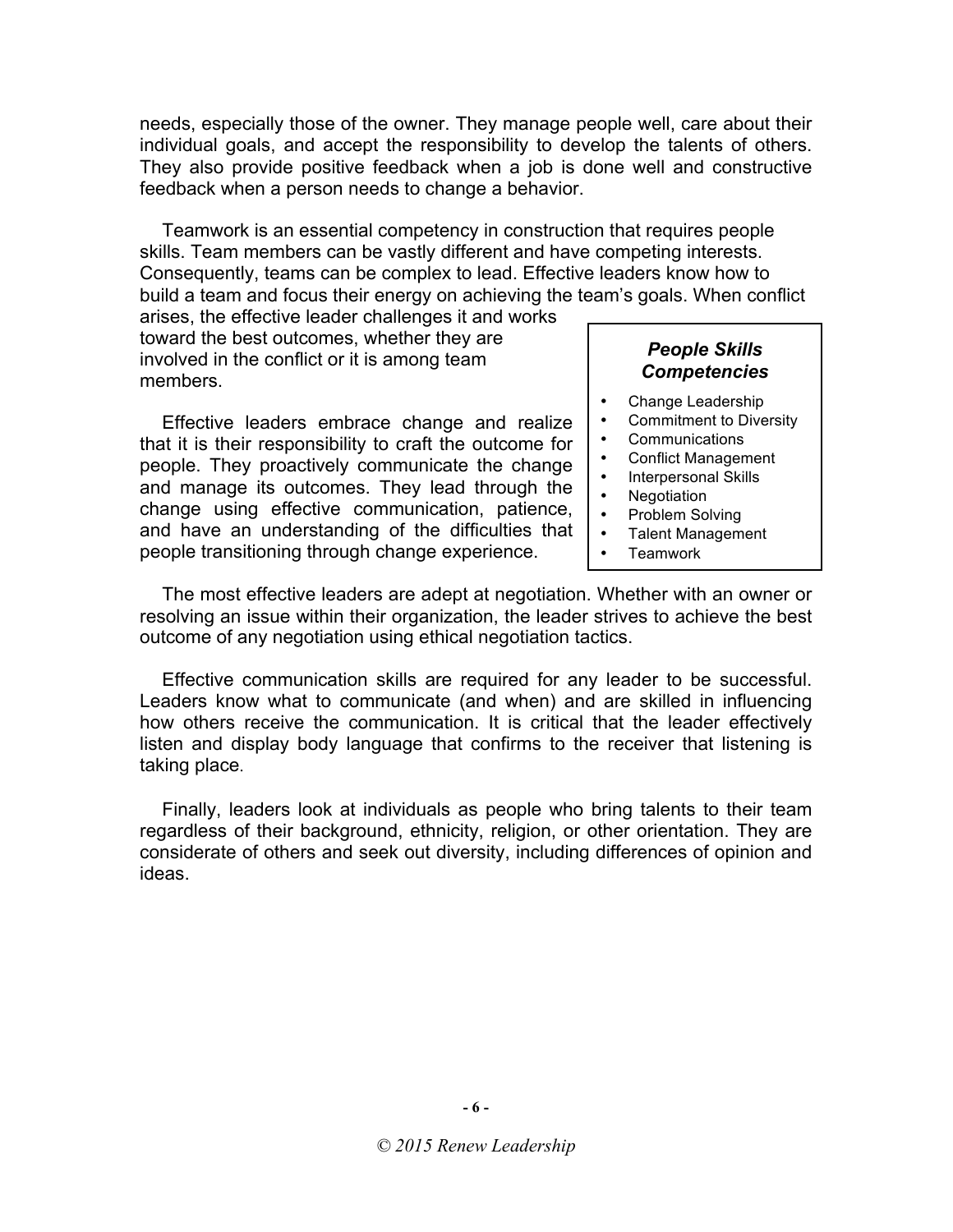needs, especially those of the owner. They manage people well, care about their individual goals, and accept the responsibility to develop the talents of others. They also provide positive feedback when a job is done well and constructive feedback when a person needs to change a behavior.

Teamwork is an essential competency in construction that requires people skills. Team members can be vastly different and have competing interests. Consequently, teams can be complex to lead. Effective leaders know how to build a team and focus their energy on achieving the team's goals. When conflict arises, the effective leader challenges it and works toward the best outcomes, whether they are involved in the conflict or it is among team members.

> ***People Skills Competencies***
>
> - Change Leadership
> - Commitment to Diversity
> - Communications
> - Conflict Management
> - Interpersonal Skills
> - Negotiation
> - Problem Solving
> - Talent Management
> - Teamwork

Effective leaders embrace change and realize that it is their responsibility to craft the outcome for people. They proactively communicate the change and manage its outcomes. They lead through the change using effective communication, patience, and have an understanding of the difficulties that people transitioning through change experience.

The most effective leaders are adept at negotiation. Whether with an owner or resolving an issue within their organization, the leader strives to achieve the best outcome of any negotiation using ethical negotiation tactics.

Effective communication skills are required for any leader to be successful. Leaders know what to communicate (and when) and are skilled in influencing how others receive the communication. It is critical that the leader effectively listen and display body language that confirms to the receiver that listening is taking place.

Finally, leaders look at individuals as people who bring talents to their team regardless of their background, ethnicity, religion, or other orientation. They are considerate of others and seek out diversity, including differences of opinion and ideas.

*© 2015 Renew Leadership*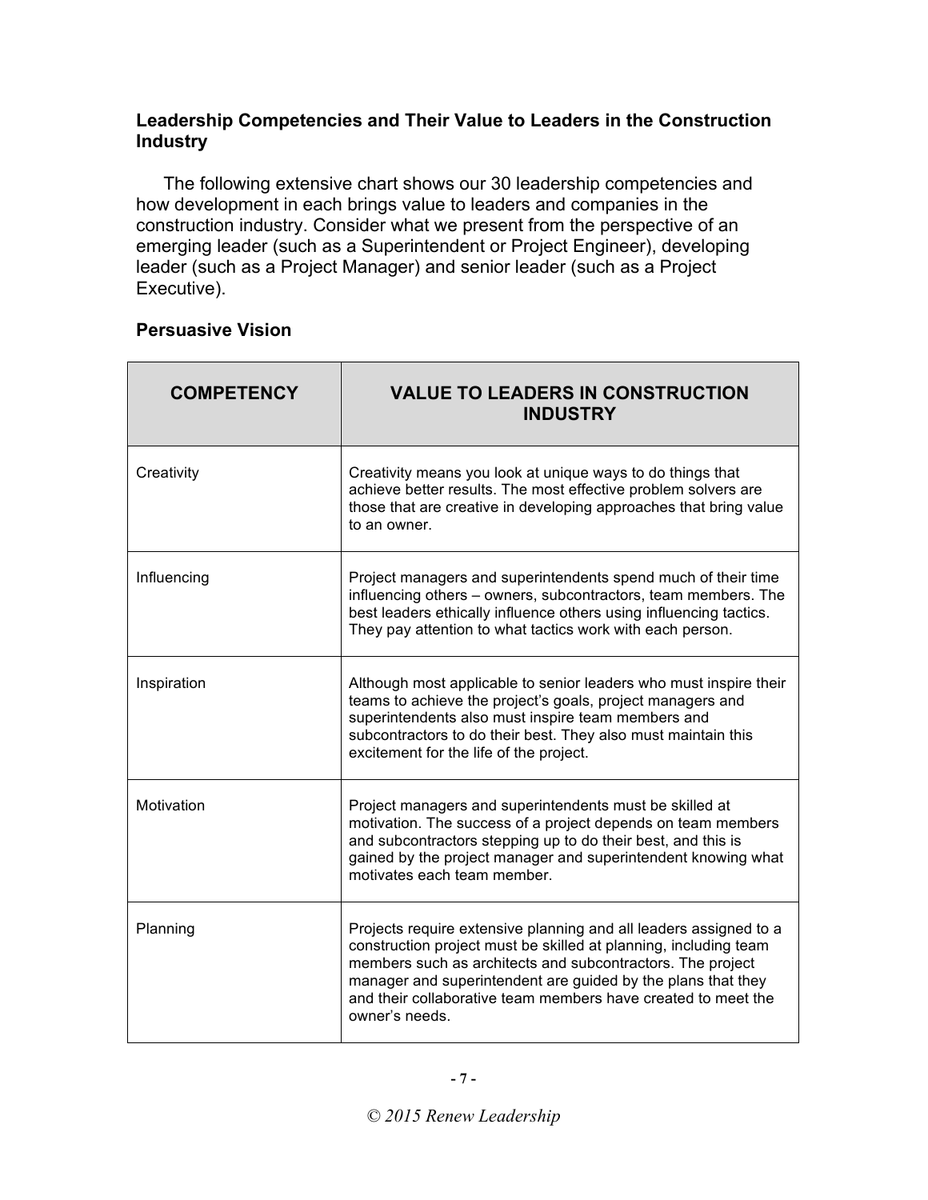## Leadership Competencies and Their Value to Leaders in the Construction Industry

The following extensive chart shows our 30 leadership competencies and how development in each brings value to leaders and companies in the construction industry. Consider what we present from the perspective of an emerging leader (such as a Superintendent or Project Engineer), developing leader (such as a Project Manager) and senior leader (such as a Project Executive).

### Persuasive Vision

| COMPETENCY | VALUE TO LEADERS IN CONSTRUCTION INDUSTRY |
| --- | --- |
| Creativity | Creativity means you look at unique ways to do things that achieve better results. The most effective problem solvers are those that are creative in developing approaches that bring value to an owner. |
| Influencing | Project managers and superintendents spend much of their time influencing others – owners, subcontractors, team members. The best leaders ethically influence others using influencing tactics. They pay attention to what tactics work with each person. |
| Inspiration | Although most applicable to senior leaders who must inspire their teams to achieve the project's goals, project managers and superintendents also must inspire team members and subcontractors to do their best. They also must maintain this excitement for the life of the project. |
| Motivation | Project managers and superintendents must be skilled at motivation. The success of a project depends on team members and subcontractors stepping up to do their best, and this is gained by the project manager and superintendent knowing what motivates each team member. |
| Planning | Projects require extensive planning and all leaders assigned to a construction project must be skilled at planning, including team members such as architects and subcontractors. The project manager and superintendent are guided by the plans that they and their collaborative team members have created to meet the owner's needs. |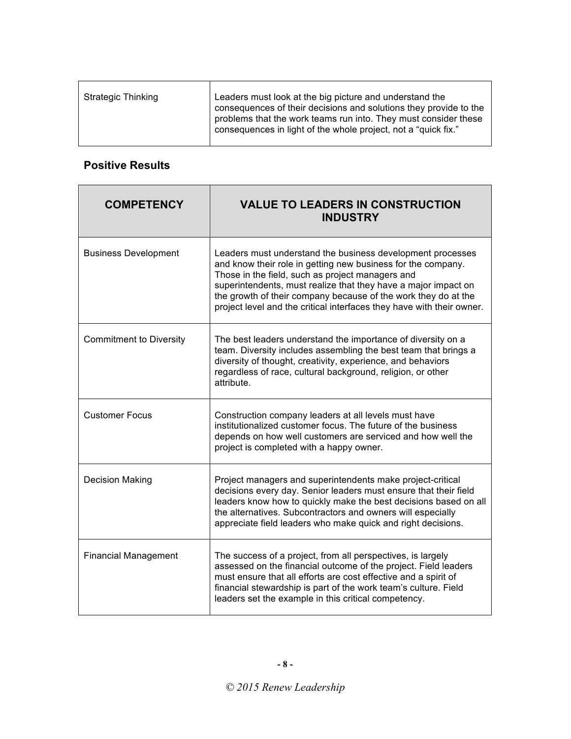| | |
|---|---|
| Strategic Thinking | Leaders must look at the big picture and understand the consequences of their decisions and solutions they provide to the problems that the work teams run into. They must consider these consequences in light of the whole project, not a "quick fix." |

### Positive Results

| COMPETENCY | VALUE TO LEADERS IN CONSTRUCTION INDUSTRY |
|---|---|
| Business Development | Leaders must understand the business development processes and know their role in getting new business for the company. Those in the field, such as project managers and superintendents, must realize that they have a major impact on the growth of their company because of the work they do at the project level and the critical interfaces they have with their owner. |
| Commitment to Diversity | The best leaders understand the importance of diversity on a team. Diversity includes assembling the best team that brings a diversity of thought, creativity, experience, and behaviors regardless of race, cultural background, religion, or other attribute. |
| Customer Focus | Construction company leaders at all levels must have institutionalized customer focus. The future of the business depends on how well customers are serviced and how well the project is completed with a happy owner. |
| Decision Making | Project managers and superintendents make project-critical decisions every day. Senior leaders must ensure that their field leaders know how to quickly make the best decisions based on all the alternatives. Subcontractors and owners will especially appreciate field leaders who make quick and right decisions. |
| Financial Management | The success of a project, from all perspectives, is largely assessed on the financial outcome of the project. Field leaders must ensure that all efforts are cost effective and a spirit of financial stewardship is part of the work team's culture. Field leaders set the example in this critical competency. |

*© 2015 Renew Leadership*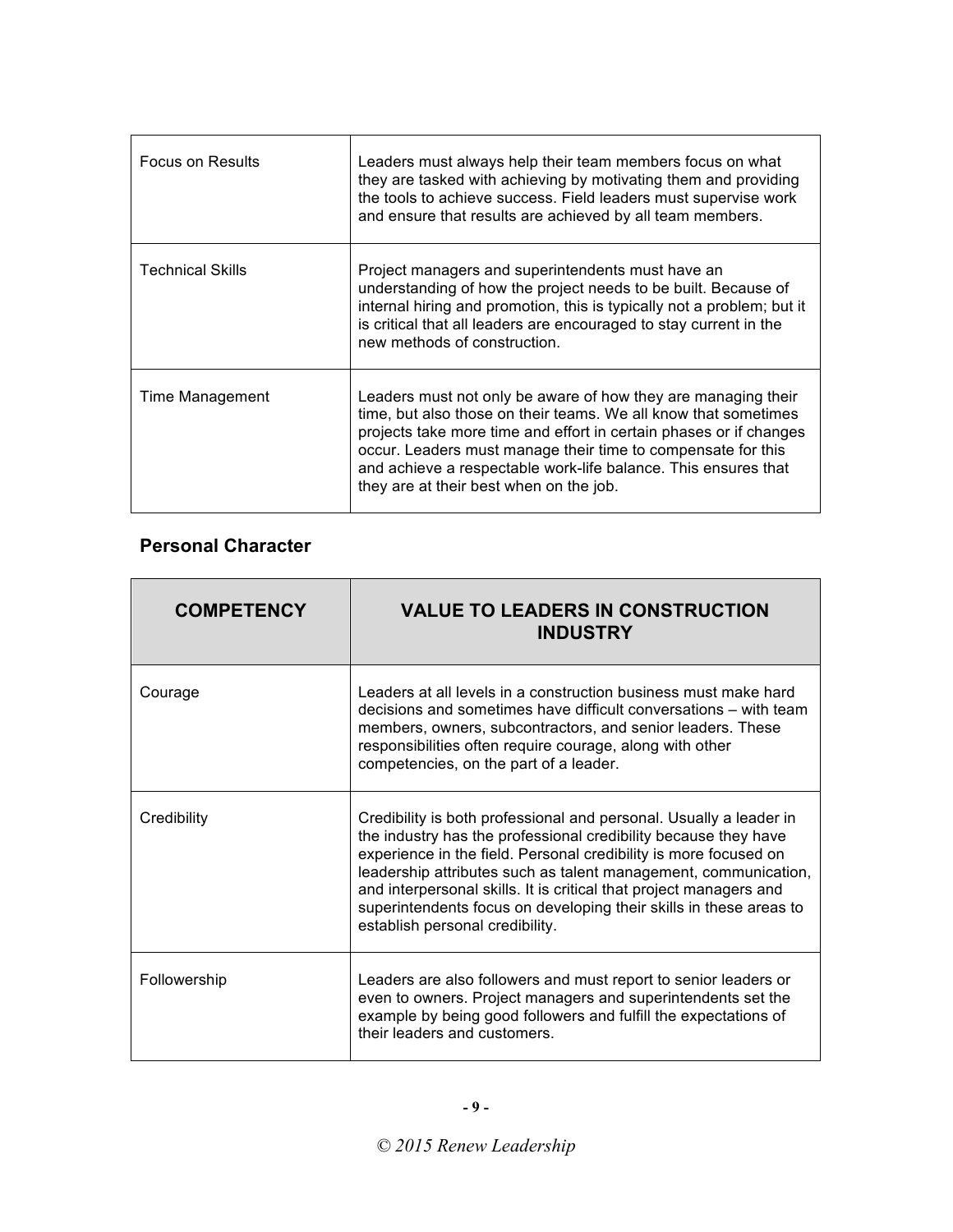| | |
|---|---|
| Focus on Results | Leaders must always help their team members focus on what they are tasked with achieving by motivating them and providing the tools to achieve success. Field leaders must supervise work and ensure that results are achieved by all team members. |
| Technical Skills | Project managers and superintendents must have an understanding of how the project needs to be built. Because of internal hiring and promotion, this is typically not a problem; but it is critical that all leaders are encouraged to stay current in the new methods of construction. |
| Time Management | Leaders must not only be aware of how they are managing their time, but also those on their teams. We all know that sometimes projects take more time and effort in certain phases or if changes occur. Leaders must manage their time to compensate for this and achieve a respectable work-life balance. This ensures that they are at their best when on the job. |

### Personal Character

| COMPETENCY | VALUE TO LEADERS IN CONSTRUCTION INDUSTRY |
|---|---|
| Courage | Leaders at all levels in a construction business must make hard decisions and sometimes have difficult conversations – with team members, owners, subcontractors, and senior leaders. These responsibilities often require courage, along with other competencies, on the part of a leader. |
| Credibility | Credibility is both professional and personal. Usually a leader in the industry has the professional credibility because they have experience in the field. Personal credibility is more focused on leadership attributes such as talent management, communication, and interpersonal skills. It is critical that project managers and superintendents focus on developing their skills in these areas to establish personal credibility. |
| Followership | Leaders are also followers and must report to senior leaders or even to owners. Project managers and superintendents set the example by being good followers and fulfill the expectations of their leaders and customers. |

*© 2015 Renew Leadership*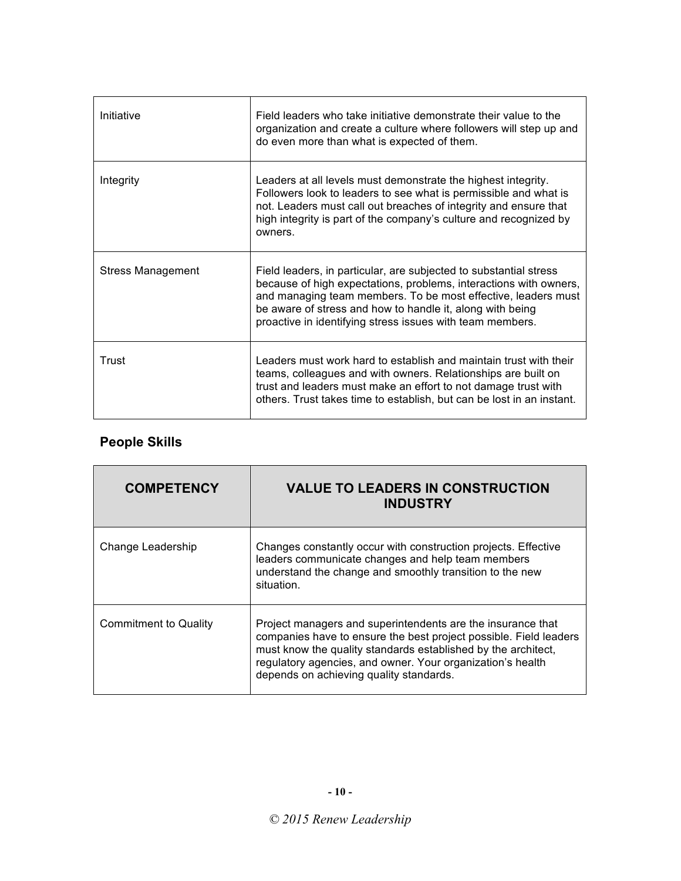| | |
|---|---|
| Initiative | Field leaders who take initiative demonstrate their value to the organization and create a culture where followers will step up and do even more than what is expected of them. |
| Integrity | Leaders at all levels must demonstrate the highest integrity. Followers look to leaders to see what is permissible and what is not. Leaders must call out breaches of integrity and ensure that high integrity is part of the company's culture and recognized by owners. |
| Stress Management | Field leaders, in particular, are subjected to substantial stress because of high expectations, problems, interactions with owners, and managing team members. To be most effective, leaders must be aware of stress and how to handle it, along with being proactive in identifying stress issues with team members. |
| Trust | Leaders must work hard to establish and maintain trust with their teams, colleagues and with owners. Relationships are built on trust and leaders must make an effort to not damage trust with others. Trust takes time to establish, but can be lost in an instant. |

### People Skills

| COMPETENCY | VALUE TO LEADERS IN CONSTRUCTION INDUSTRY |
|---|---|
| Change Leadership | Changes constantly occur with construction projects. Effective leaders communicate changes and help team members understand the change and smoothly transition to the new situation. |
| Commitment to Quality | Project managers and superintendents are the insurance that companies have to ensure the best project possible. Field leaders must know the quality standards established by the architect, regulatory agencies, and owner. Your organization's health depends on achieving quality standards. |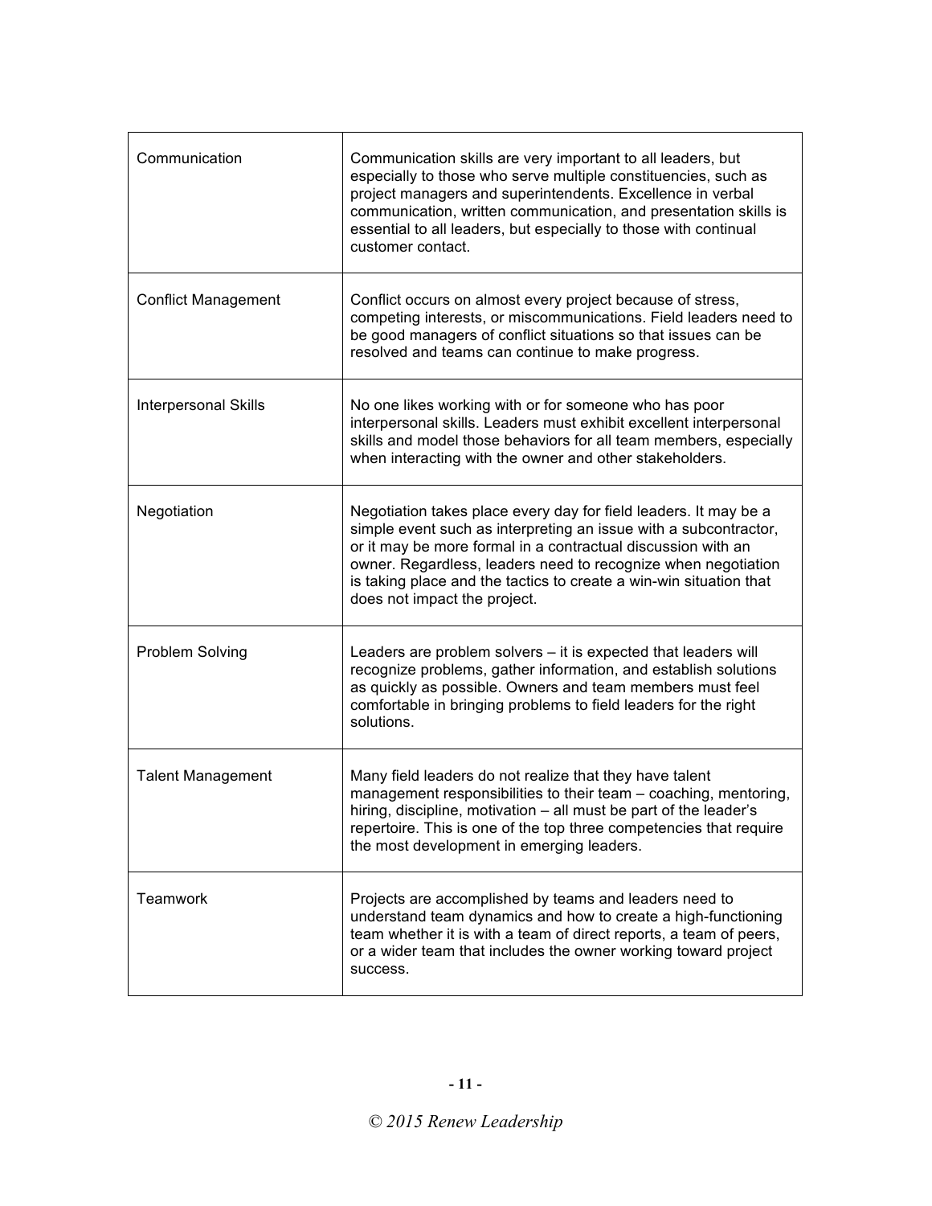| | |
|---|---|
| Communication | Communication skills are very important to all leaders, but especially to those who serve multiple constituencies, such as project managers and superintendents. Excellence in verbal communication, written communication, and presentation skills is essential to all leaders, but especially to those with continual customer contact. |
| Conflict Management | Conflict occurs on almost every project because of stress, competing interests, or miscommunications. Field leaders need to be good managers of conflict situations so that issues can be resolved and teams can continue to make progress. |
| Interpersonal Skills | No one likes working with or for someone who has poor interpersonal skills. Leaders must exhibit excellent interpersonal skills and model those behaviors for all team members, especially when interacting with the owner and other stakeholders. |
| Negotiation | Negotiation takes place every day for field leaders. It may be a simple event such as interpreting an issue with a subcontractor, or it may be more formal in a contractual discussion with an owner. Regardless, leaders need to recognize when negotiation is taking place and the tactics to create a win-win situation that does not impact the project. |
| Problem Solving | Leaders are problem solvers – it is expected that leaders will recognize problems, gather information, and establish solutions as quickly as possible. Owners and team members must feel comfortable in bringing problems to field leaders for the right solutions. |
| Talent Management | Many field leaders do not realize that they have talent management responsibilities to their team – coaching, mentoring, hiring, discipline, motivation – all must be part of the leader's repertoire. This is one of the top three competencies that require the most development in emerging leaders. |
| Teamwork | Projects are accomplished by teams and leaders need to understand team dynamics and how to create a high-functioning team whether it is with a team of direct reports, a team of peers, or a wider team that includes the owner working toward project success. |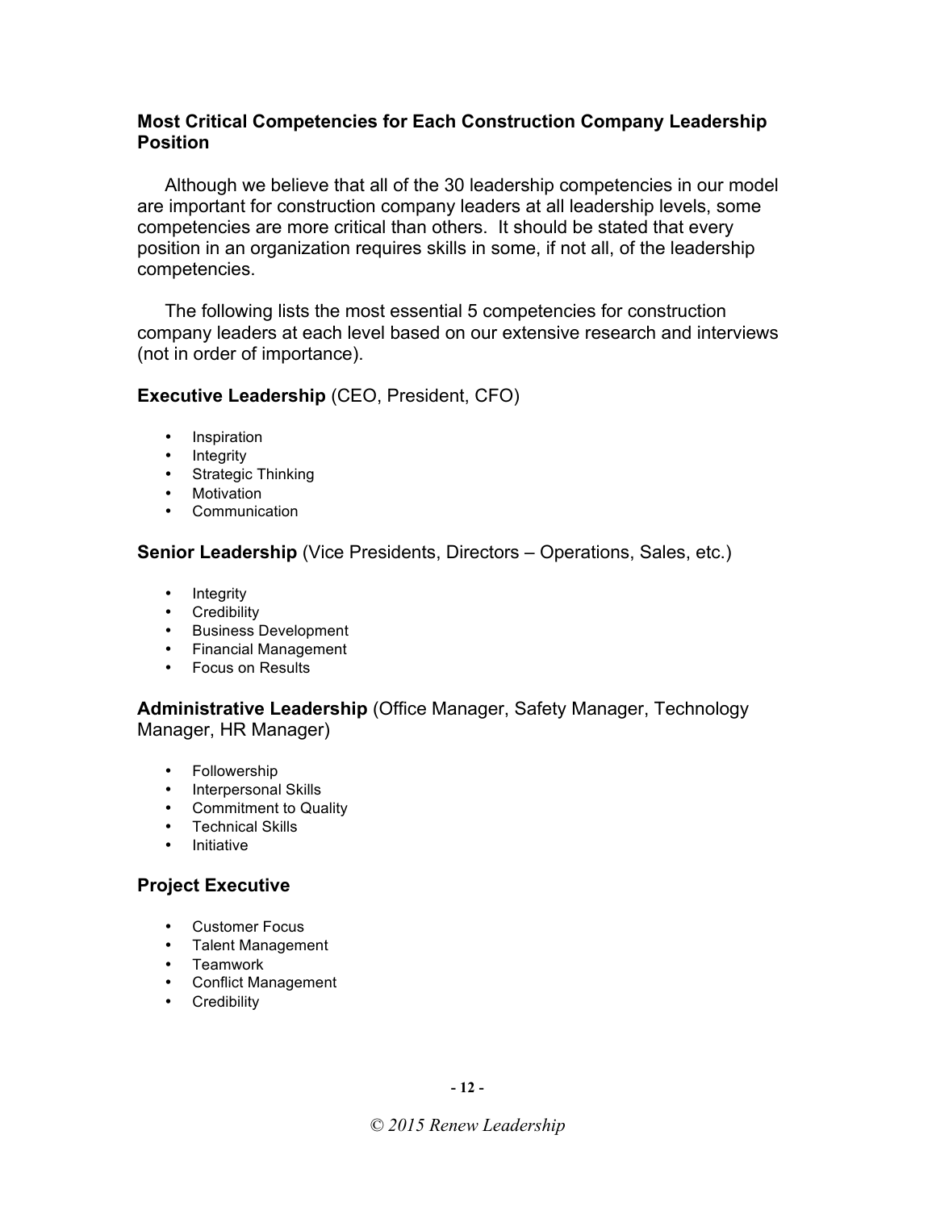## Most Critical Competencies for Each Construction Company Leadership Position

Although we believe that all of the 30 leadership competencies in our model are important for construction company leaders at all leadership levels, some competencies are more critical than others. It should be stated that every position in an organization requires skills in some, if not all, of the leadership competencies.

The following lists the most essential 5 competencies for construction company leaders at each level based on our extensive research and interviews (not in order of importance).

### **Executive Leadership** (CEO, President, CFO)

- Inspiration
- Integrity
- Strategic Thinking
- Motivation
- Communication

### **Senior Leadership** (Vice Presidents, Directors – Operations, Sales, etc.)

- Integrity
- Credibility
- Business Development
- Financial Management
- Focus on Results

### **Administrative Leadership** (Office Manager, Safety Manager, Technology Manager, HR Manager)

- Followership
- Interpersonal Skills
- Commitment to Quality
- Technical Skills
- Initiative

### **Project Executive**

- Customer Focus
- Talent Management
- Teamwork
- Conflict Management
- Credibility

*© 2015 Renew Leadership*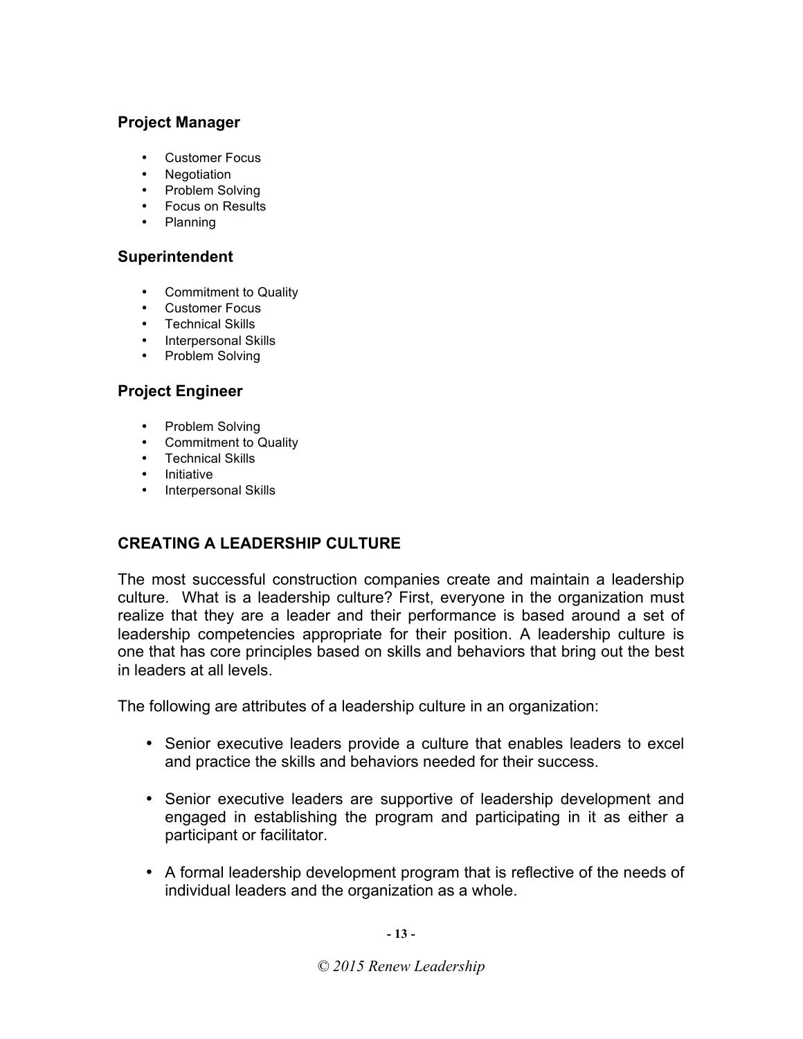### Project Manager

- Customer Focus
- Negotiation
- Problem Solving
- Focus on Results
- Planning

### Superintendent

- Commitment to Quality
- Customer Focus
- Technical Skills
- Interpersonal Skills
- Problem Solving

### Project Engineer

- Problem Solving
- Commitment to Quality
- Technical Skills
- Initiative
- Interpersonal Skills

## CREATING A LEADERSHIP CULTURE

The most successful construction companies create and maintain a leadership culture. What is a leadership culture? First, everyone in the organization must realize that they are a leader and their performance is based around a set of leadership competencies appropriate for their position. A leadership culture is one that has core principles based on skills and behaviors that bring out the best in leaders at all levels.

The following are attributes of a leadership culture in an organization:

- Senior executive leaders provide a culture that enables leaders to excel and practice the skills and behaviors needed for their success.

- Senior executive leaders are supportive of leadership development and engaged in establishing the program and participating in it as either a participant or facilitator.

- A formal leadership development program that is reflective of the needs of individual leaders and the organization as a whole.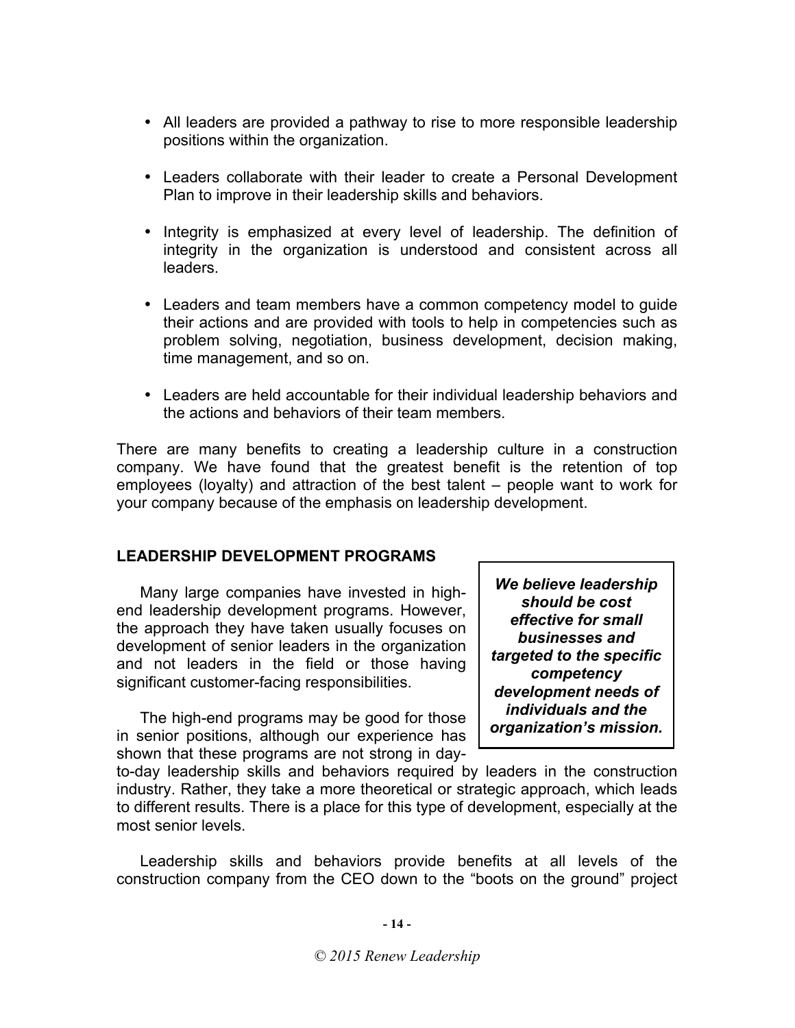- All leaders are provided a pathway to rise to more responsible leadership positions within the organization.
- Leaders collaborate with their leader to create a Personal Development Plan to improve in their leadership skills and behaviors.
- Integrity is emphasized at every level of leadership. The definition of integrity in the organization is understood and consistent across all leaders.
- Leaders and team members have a common competency model to guide their actions and are provided with tools to help in competencies such as problem solving, negotiation, business development, decision making, time management, and so on.
- Leaders are held accountable for their individual leadership behaviors and the actions and behaviors of their team members.

There are many benefits to creating a leadership culture in a construction company. We have found that the greatest benefit is the retention of top employees (loyalty) and attraction of the best talent – people want to work for your company because of the emphasis on leadership development.

## LEADERSHIP DEVELOPMENT PROGRAMS

> ***We believe leadership should be cost effective for small businesses and targeted to the specific competency development needs of individuals and the organization's mission.***

Many large companies have invested in high-end leadership development programs. However, the approach they have taken usually focuses on development of senior leaders in the organization and not leaders in the field or those having significant customer-facing responsibilities.

The high-end programs may be good for those in senior positions, although our experience has shown that these programs are not strong in day-to-day leadership skills and behaviors required by leaders in the construction industry. Rather, they take a more theoretical or strategic approach, which leads to different results. There is a place for this type of development, especially at the most senior levels.

Leadership skills and behaviors provide benefits at all levels of the construction company from the CEO down to the "boots on the ground" project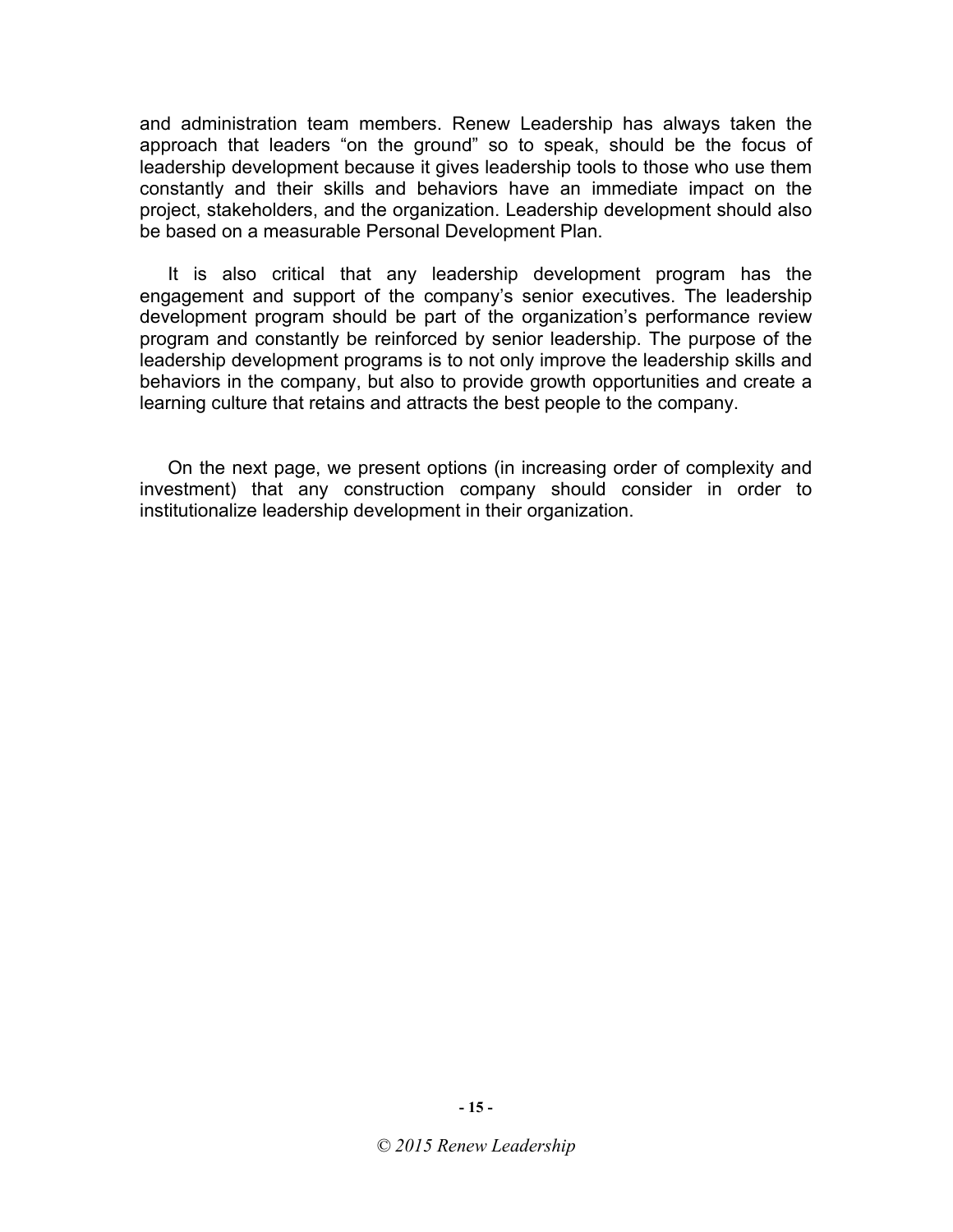and administration team members. Renew Leadership has always taken the approach that leaders "on the ground" so to speak, should be the focus of leadership development because it gives leadership tools to those who use them constantly and their skills and behaviors have an immediate impact on the project, stakeholders, and the organization. Leadership development should also be based on a measurable Personal Development Plan.

It is also critical that any leadership development program has the engagement and support of the company's senior executives. The leadership development program should be part of the organization's performance review program and constantly be reinforced by senior leadership. The purpose of the leadership development programs is to not only improve the leadership skills and behaviors in the company, but also to provide growth opportunities and create a learning culture that retains and attracts the best people to the company.

On the next page, we present options (in increasing order of complexity and investment) that any construction company should consider in order to institutionalize leadership development in their organization.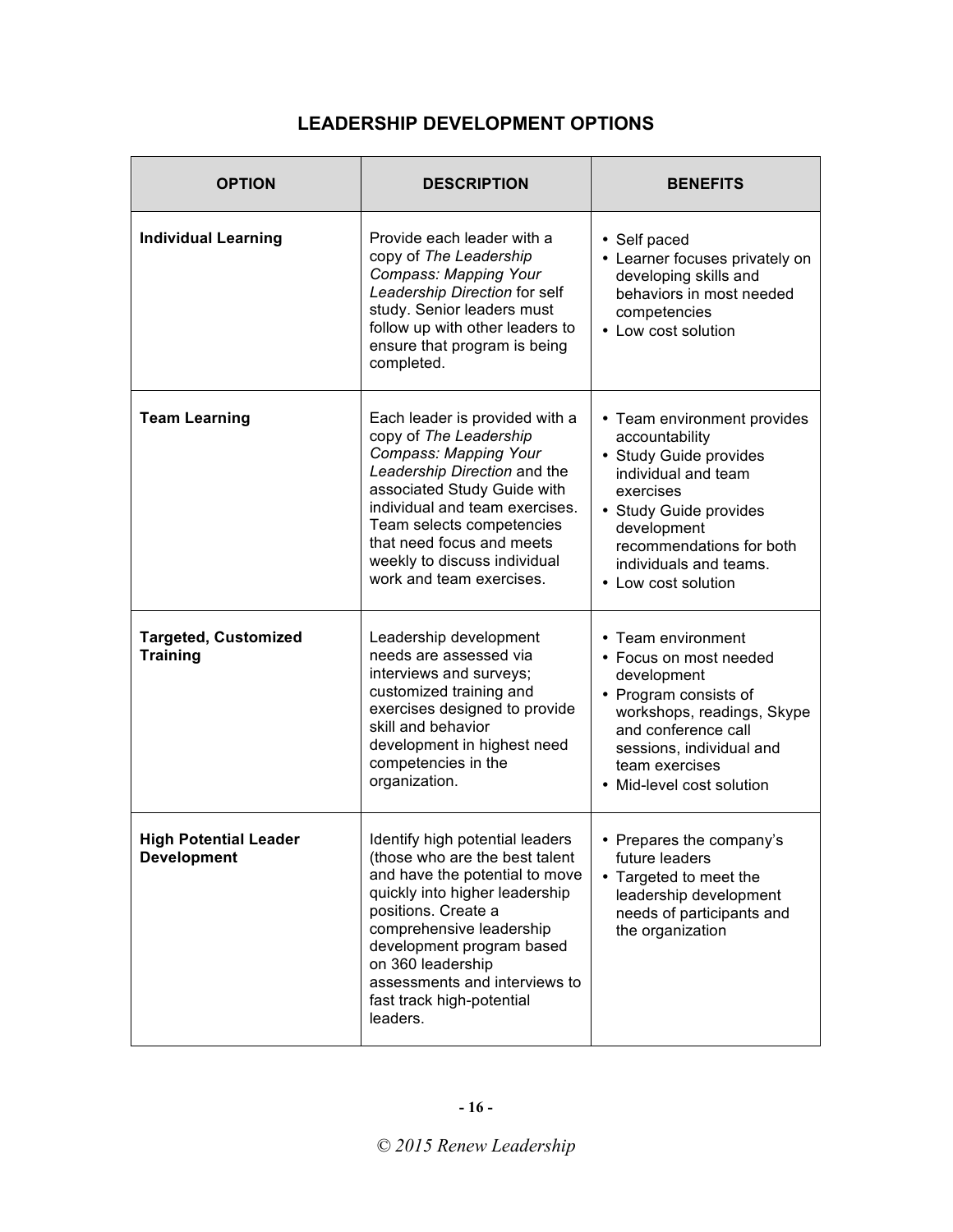# LEADERSHIP DEVELOPMENT OPTIONS

| OPTION | DESCRIPTION | BENEFITS |
|---|---|---|
| **Individual Learning** | Provide each leader with a copy of *The Leadership Compass: Mapping Your Leadership Direction* for self study. Senior leaders must follow up with other leaders to ensure that program is being completed. | • Self paced<br>• Learner focuses privately on developing skills and behaviors in most needed competencies<br>• Low cost solution |
| **Team Learning** | Each leader is provided with a copy of *The Leadership Compass: Mapping Your Leadership Direction* and the associated Study Guide with individual and team exercises. Team selects competencies that need focus and meets weekly to discuss individual work and team exercises. | • Team environment provides accountability<br>• Study Guide provides individual and team exercises<br>• Study Guide provides development recommendations for both individuals and teams.<br>• Low cost solution |
| **Targeted, Customized Training** | Leadership development needs are assessed via interviews and surveys; customized training and exercises designed to provide skill and behavior development in highest need competencies in the organization. | • Team environment<br>• Focus on most needed development<br>• Program consists of workshops, readings, Skype and conference call sessions, individual and team exercises<br>• Mid-level cost solution |
| **High Potential Leader Development** | Identify high potential leaders (those who are the best talent and have the potential to move quickly into higher leadership positions. Create a comprehensive leadership development program based on 360 leadership assessments and interviews to fast track high-potential leaders. | • Prepares the company's future leaders<br>• Targeted to meet the leadership development needs of participants and the organization |

*© 2015 Renew Leadership*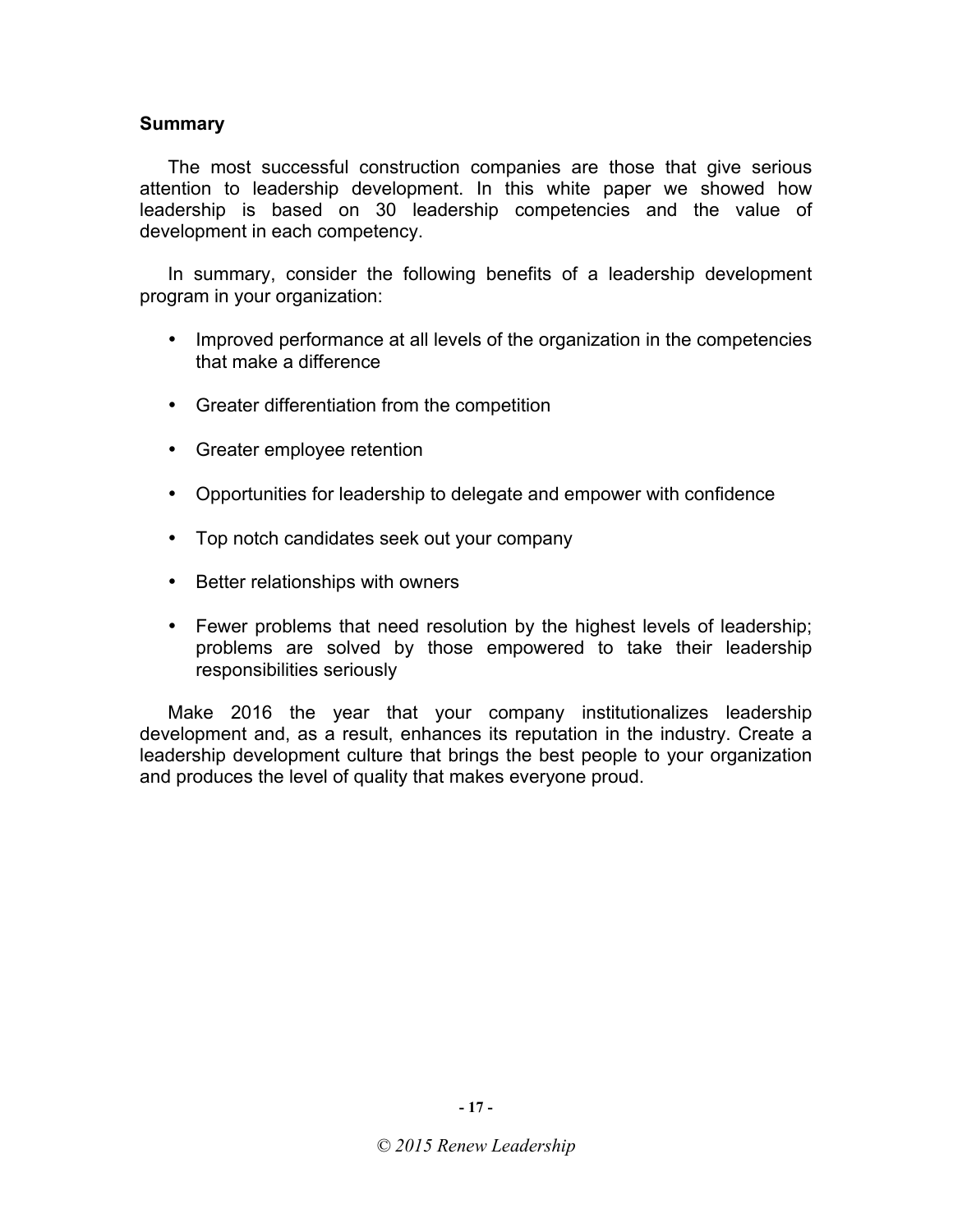## Summary

The most successful construction companies are those that give serious attention to leadership development. In this white paper we showed how leadership is based on 30 leadership competencies and the value of development in each competency.

In summary, consider the following benefits of a leadership development program in your organization:

- Improved performance at all levels of the organization in the competencies that make a difference
- Greater differentiation from the competition
- Greater employee retention
- Opportunities for leadership to delegate and empower with confidence
- Top notch candidates seek out your company
- Better relationships with owners
- Fewer problems that need resolution by the highest levels of leadership; problems are solved by those empowered to take their leadership responsibilities seriously

Make 2016 the year that your company institutionalizes leadership development and, as a result, enhances its reputation in the industry. Create a leadership development culture that brings the best people to your organization and produces the level of quality that makes everyone proud.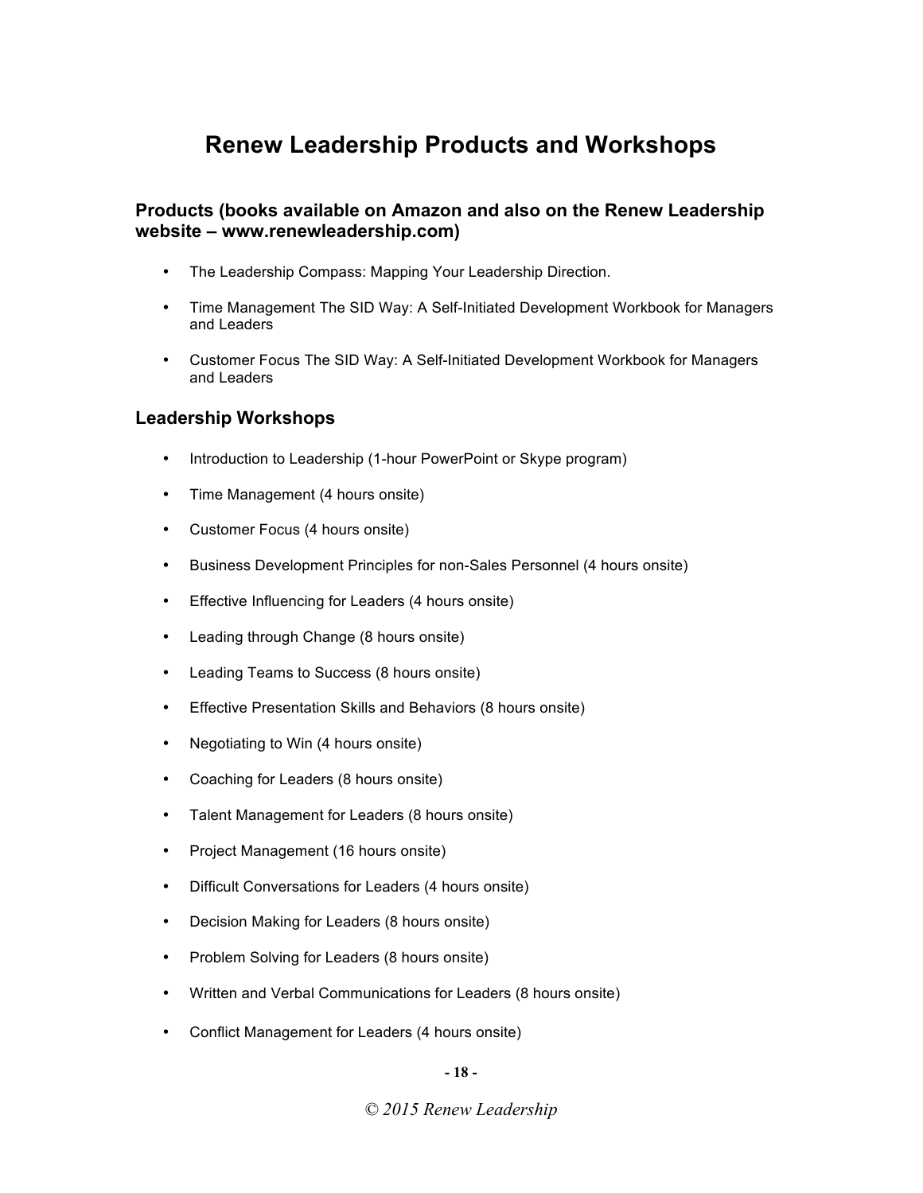# Renew Leadership Products and Workshops

## Products (books available on Amazon and also on the Renew Leadership website – www.renewleadership.com)

- The Leadership Compass: Mapping Your Leadership Direction.
- Time Management The SID Way: A Self-Initiated Development Workbook for Managers and Leaders
- Customer Focus The SID Way: A Self-Initiated Development Workbook for Managers and Leaders

## Leadership Workshops

- Introduction to Leadership (1-hour PowerPoint or Skype program)
- Time Management (4 hours onsite)
- Customer Focus (4 hours onsite)
- Business Development Principles for non-Sales Personnel (4 hours onsite)
- Effective Influencing for Leaders (4 hours onsite)
- Leading through Change (8 hours onsite)
- Leading Teams to Success (8 hours onsite)
- Effective Presentation Skills and Behaviors (8 hours onsite)
- Negotiating to Win (4 hours onsite)
- Coaching for Leaders (8 hours onsite)
- Talent Management for Leaders (8 hours onsite)
- Project Management (16 hours onsite)
- Difficult Conversations for Leaders (4 hours onsite)
- Decision Making for Leaders (8 hours onsite)
- Problem Solving for Leaders (8 hours onsite)
- Written and Verbal Communications for Leaders (8 hours onsite)
- Conflict Management for Leaders (4 hours onsite)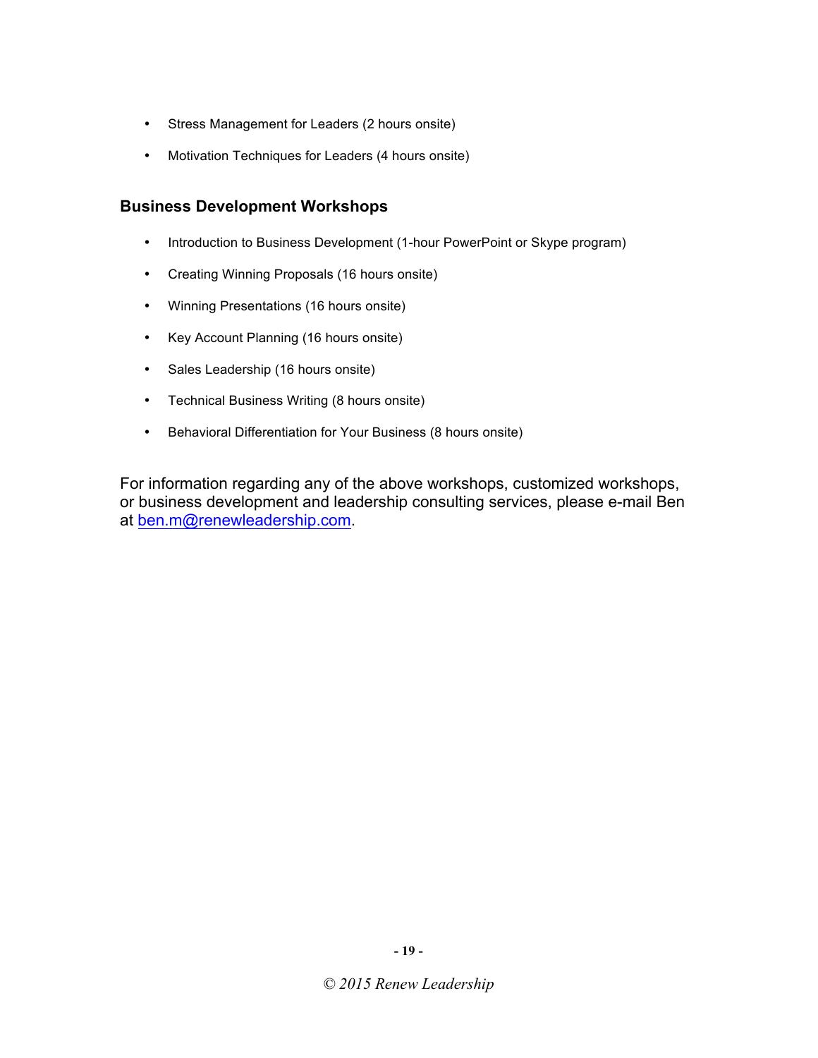- Stress Management for Leaders (2 hours onsite)
- Motivation Techniques for Leaders (4 hours onsite)

### Business Development Workshops

- Introduction to Business Development (1-hour PowerPoint or Skype program)
- Creating Winning Proposals (16 hours onsite)
- Winning Presentations (16 hours onsite)
- Key Account Planning (16 hours onsite)
- Sales Leadership (16 hours onsite)
- Technical Business Writing (8 hours onsite)
- Behavioral Differentiation for Your Business (8 hours onsite)

For information regarding any of the above workshops, customized workshops, or business development and leadership consulting services, please e-mail Ben at ben.m@renewleadership.com.

*© 2015 Renew Leadership*